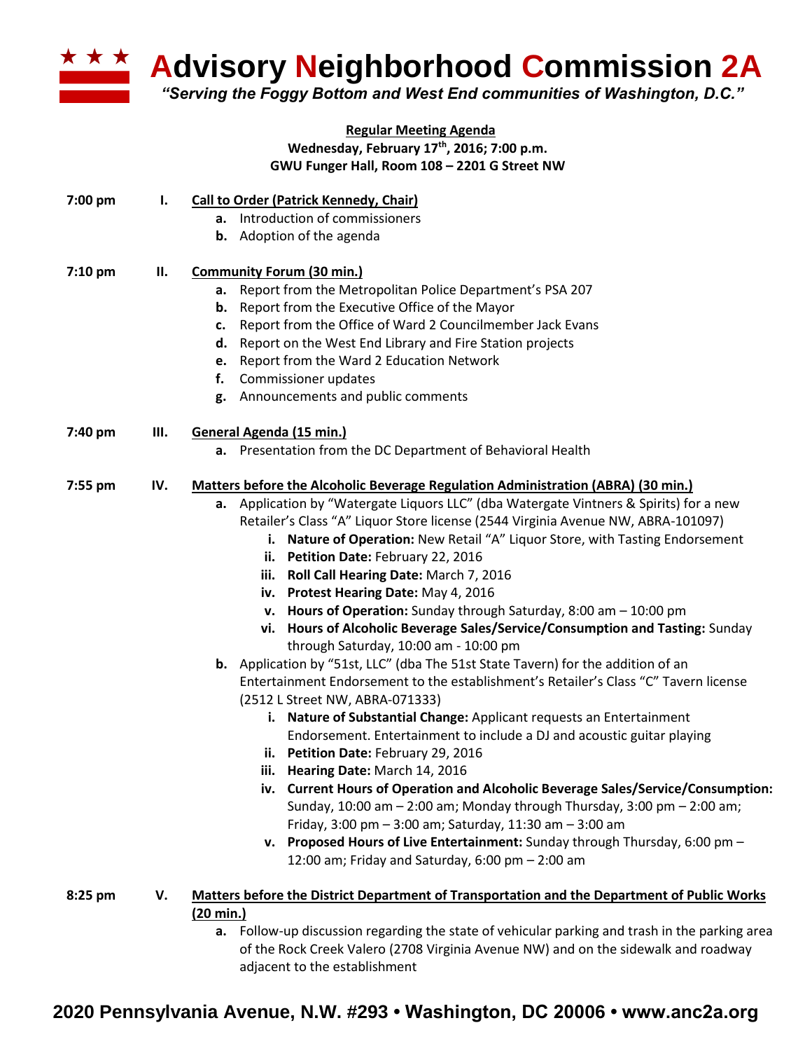# Advisory Neighborhood Commission 2A

*"Serving the Foggy Bottom and West End communities of Washington, D.C."*

**Regular Meeting Agenda**
**Wednesday, February 17th, 2016; 7:00 p.m.**
**GWU Funger Hall, Room 108 – 2201 G Street NW**

**7:00 pm I. Call to Order (Patrick Kennedy, Chair)**

- **a.** Introduction of commissioners
- **b.** Adoption of the agenda

**7:10 pm II. Community Forum (30 min.)**

- **a.** Report from the Metropolitan Police Department's PSA 207
- **b.** Report from the Executive Office of the Mayor
- **c.** Report from the Office of Ward 2 Councilmember Jack Evans
- **d.** Report on the West End Library and Fire Station projects
- **e.** Report from the Ward 2 Education Network
- **f.** Commissioner updates
- **g.** Announcements and public comments

**7:40 pm III. General Agenda (15 min.)**

- **a.** Presentation from the DC Department of Behavioral Health

**7:55 pm IV. Matters before the Alcoholic Beverage Regulation Administration (ABRA) (30 min.)**

- **a.** Application by "Watergate Liquors LLC" (dba Watergate Vintners & Spirits) for a new Retailer's Class "A" Liquor Store license (2544 Virginia Avenue NW, ABRA-101097)
  - **i. Nature of Operation:** New Retail "A" Liquor Store, with Tasting Endorsement
  - **ii. Petition Date:** February 22, 2016
  - **iii. Roll Call Hearing Date:** March 7, 2016
  - **iv. Protest Hearing Date:** May 4, 2016
  - **v. Hours of Operation:** Sunday through Saturday, 8:00 am – 10:00 pm
  - **vi. Hours of Alcoholic Beverage Sales/Service/Consumption and Tasting:** Sunday through Saturday, 10:00 am - 10:00 pm
- **b.** Application by "51st, LLC" (dba The 51st State Tavern) for the addition of an Entertainment Endorsement to the establishment's Retailer's Class "C" Tavern license (2512 L Street NW, ABRA-071333)
  - **i. Nature of Substantial Change:** Applicant requests an Entertainment Endorsement. Entertainment to include a DJ and acoustic guitar playing
  - **ii. Petition Date:** February 29, 2016
  - **iii. Hearing Date:** March 14, 2016
  - **iv. Current Hours of Operation and Alcoholic Beverage Sales/Service/Consumption:** Sunday, 10:00 am – 2:00 am; Monday through Thursday, 3:00 pm – 2:00 am; Friday, 3:00 pm – 3:00 am; Saturday, 11:30 am – 3:00 am
  - **v. Proposed Hours of Live Entertainment:** Sunday through Thursday, 6:00 pm – 12:00 am; Friday and Saturday, 6:00 pm – 2:00 am

**8:25 pm V. Matters before the District Department of Transportation and the Department of Public Works (20 min.)**

- **a.** Follow-up discussion regarding the state of vehicular parking and trash in the parking area of the Rock Creek Valero (2708 Virginia Avenue NW) and on the sidewalk and roadway adjacent to the establishment

**2020 Pennsylvania Avenue, N.W. #293 • Washington, DC 20006 • www.anc2a.org**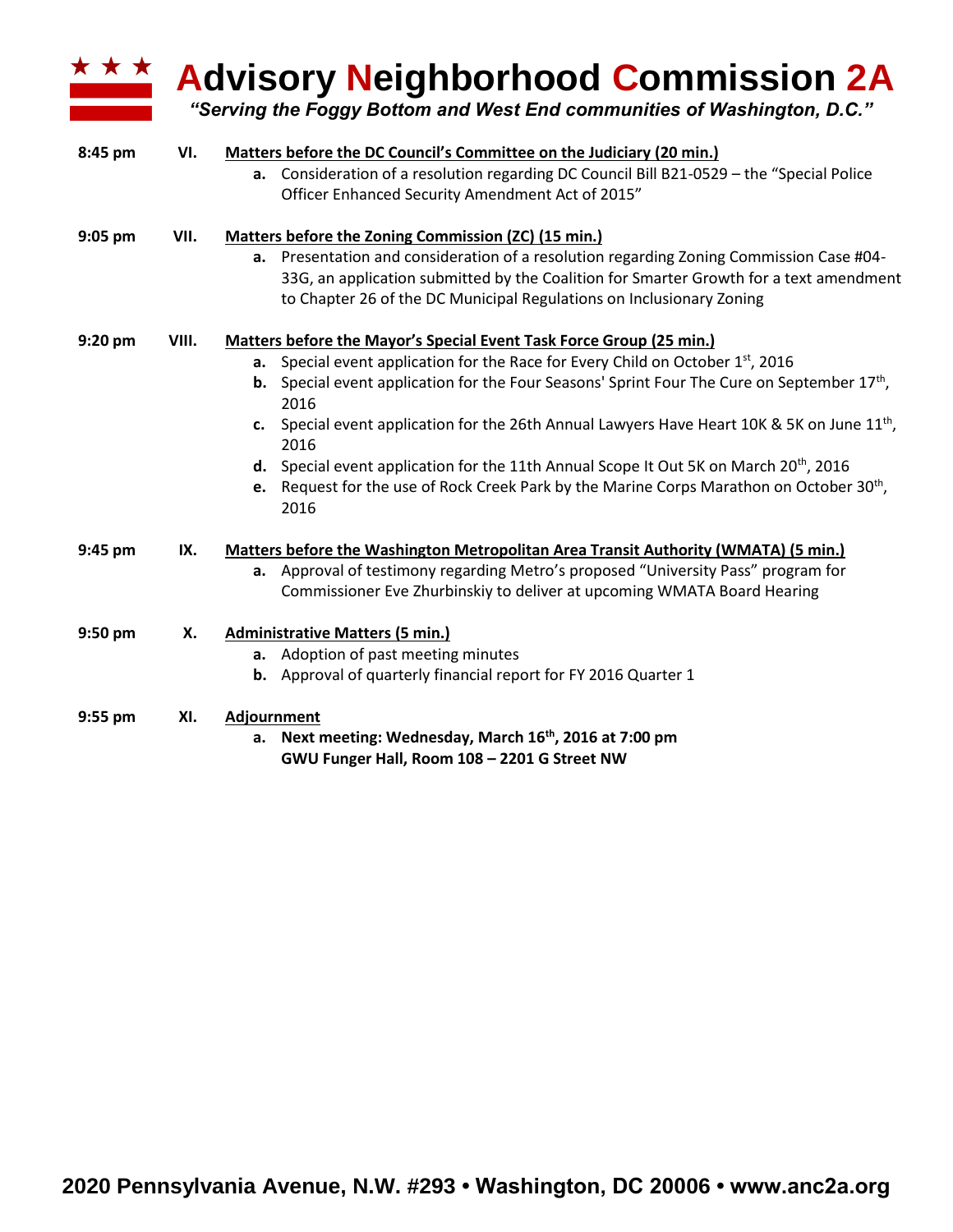# Advisory Neighborhood Commission 2A

*"Serving the Foggy Bottom and West End communities of Washington, D.C."*

**8:45 pm** **VI.** **Matters before the DC Council's Committee on the Judiciary (20 min.)**

- **a.** Consideration of a resolution regarding DC Council Bill B21-0529 – the "Special Police Officer Enhanced Security Amendment Act of 2015"

**9:05 pm** **VII.** **Matters before the Zoning Commission (ZC) (15 min.)**

- **a.** Presentation and consideration of a resolution regarding Zoning Commission Case #04-33G, an application submitted by the Coalition for Smarter Growth for a text amendment to Chapter 26 of the DC Municipal Regulations on Inclusionary Zoning

**9:20 pm** **VIII.** **Matters before the Mayor's Special Event Task Force Group (25 min.)**

- **a.** Special event application for the Race for Every Child on October 1st, 2016
- **b.** Special event application for the Four Seasons' Sprint Four The Cure on September 17th, 2016
- **c.** Special event application for the 26th Annual Lawyers Have Heart 10K & 5K on June 11th, 2016
- **d.** Special event application for the 11th Annual Scope It Out 5K on March 20th, 2016
- **e.** Request for the use of Rock Creek Park by the Marine Corps Marathon on October 30th, 2016

**9:45 pm** **IX.** **Matters before the Washington Metropolitan Area Transit Authority (WMATA) (5 min.)**

- **a.** Approval of testimony regarding Metro's proposed "University Pass" program for Commissioner Eve Zhurbinskiy to deliver at upcoming WMATA Board Hearing

**9:50 pm** **X.** **Administrative Matters (5 min.)**

- **a.** Adoption of past meeting minutes
- **b.** Approval of quarterly financial report for FY 2016 Quarter 1

**9:55 pm** **XI.** **Adjournment**

- **a.** **Next meeting: Wednesday, March 16th, 2016 at 7:00 pm**
  **GWU Funger Hall, Room 108 – 2201 G Street NW**

**2020 Pennsylvania Avenue, N.W. #293 • Washington, DC 20006 • www.anc2a.org**